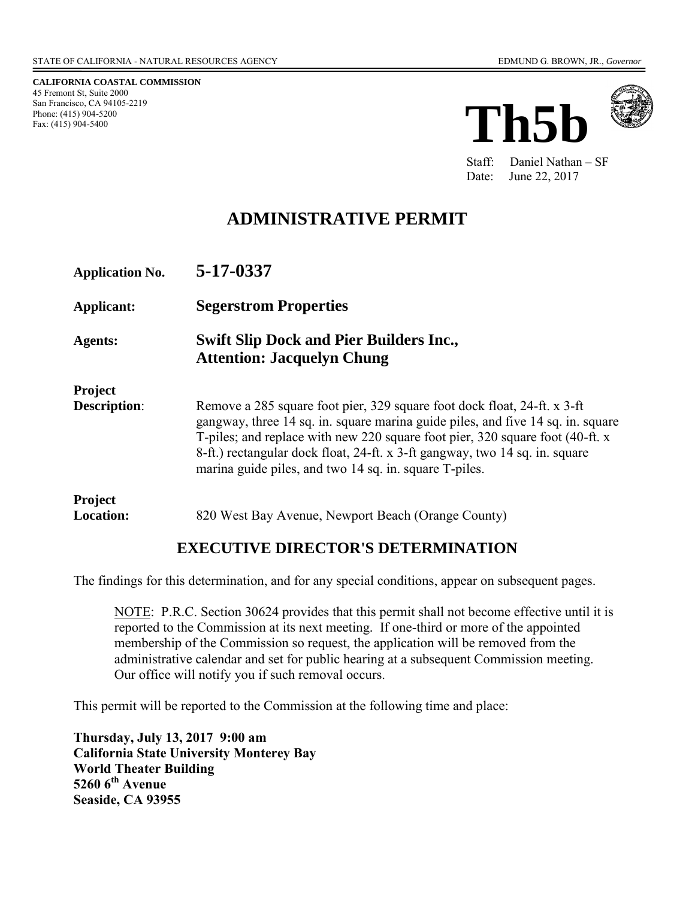STATE OF CALIFORNIA - NATURAL RESOURCES AGENCY EDMUND G. BROWN, JR., *Governor*

**CALIFORNIA COASTAL COMMISSION**
45 Fremont St, Suite 2000
San Francisco, CA 94105-2219
Phone: (415) 904-5200
Fax: (415) 904-5400

# Th5b

Staff: Daniel Nathan – SF
Date: June 22, 2017

## ADMINISTRATIVE PERMIT

**Application No.** **5-17-0337**

**Applicant:** **Segerstrom Properties**

**Agents:** **Swift Slip Dock and Pier Builders Inc., Attention: Jacquelyn Chung**

**Project Description**: Remove a 285 square foot pier, 329 square foot dock float, 24-ft. x 3-ft gangway, three 14 sq. in. square marina guide piles, and five 14 sq. in. square T-piles; and replace with new 220 square foot pier, 320 square foot (40-ft. x 8-ft.) rectangular dock float, 24-ft. x 3-ft gangway, two 14 sq. in. square marina guide piles, and two 14 sq. in. square T-piles.

**Project Location:** 820 West Bay Avenue, Newport Beach (Orange County)

### EXECUTIVE DIRECTOR'S DETERMINATION

The findings for this determination, and for any special conditions, appear on subsequent pages.

> NOTE: P.R.C. Section 30624 provides that this permit shall not become effective until it is reported to the Commission at its next meeting. If one-third or more of the appointed membership of the Commission so request, the application will be removed from the administrative calendar and set for public hearing at a subsequent Commission meeting. Our office will notify you if such removal occurs.

This permit will be reported to the Commission at the following time and place:

**Thursday, July 13, 2017 9:00 am**
**California State University Monterey Bay**
**World Theater Building**
**5260 6th Avenue**
**Seaside, CA 93955**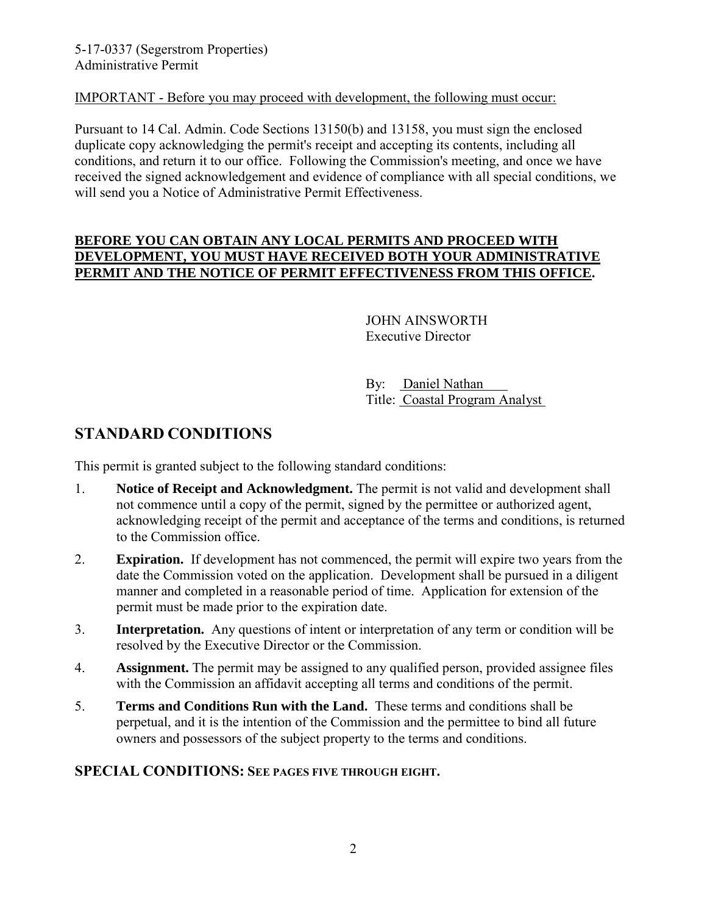IMPORTANT - Before you may proceed with development, the following must occur:

Pursuant to 14 Cal. Admin. Code Sections 13150(b) and 13158, you must sign the enclosed duplicate copy acknowledging the permit's receipt and accepting its contents, including all conditions, and return it to our office. Following the Commission's meeting, and once we have received the signed acknowledgement and evidence of compliance with all special conditions, we will send you a Notice of Administrative Permit Effectiveness.

**BEFORE YOU CAN OBTAIN ANY LOCAL PERMITS AND PROCEED WITH DEVELOPMENT, YOU MUST HAVE RECEIVED BOTH YOUR ADMINISTRATIVE PERMIT AND THE NOTICE OF PERMIT EFFECTIVENESS FROM THIS OFFICE.**

JOHN AINSWORTH
Executive Director

By: Daniel Nathan
Title: Coastal Program Analyst

## STANDARD CONDITIONS

This permit is granted subject to the following standard conditions:

1. **Notice of Receipt and Acknowledgment.** The permit is not valid and development shall not commence until a copy of the permit, signed by the permittee or authorized agent, acknowledging receipt of the permit and acceptance of the terms and conditions, is returned to the Commission office.
2. **Expiration.** If development has not commenced, the permit will expire two years from the date the Commission voted on the application. Development shall be pursued in a diligent manner and completed in a reasonable period of time. Application for extension of the permit must be made prior to the expiration date.
3. **Interpretation.** Any questions of intent or interpretation of any term or condition will be resolved by the Executive Director or the Commission.
4. **Assignment.** The permit may be assigned to any qualified person, provided assignee files with the Commission an affidavit accepting all terms and conditions of the permit.
5. **Terms and Conditions Run with the Land.** These terms and conditions shall be perpetual, and it is the intention of the Commission and the permittee to bind all future owners and possessors of the subject property to the terms and conditions.

## SPECIAL CONDITIONS: SEE PAGES FIVE THROUGH EIGHT.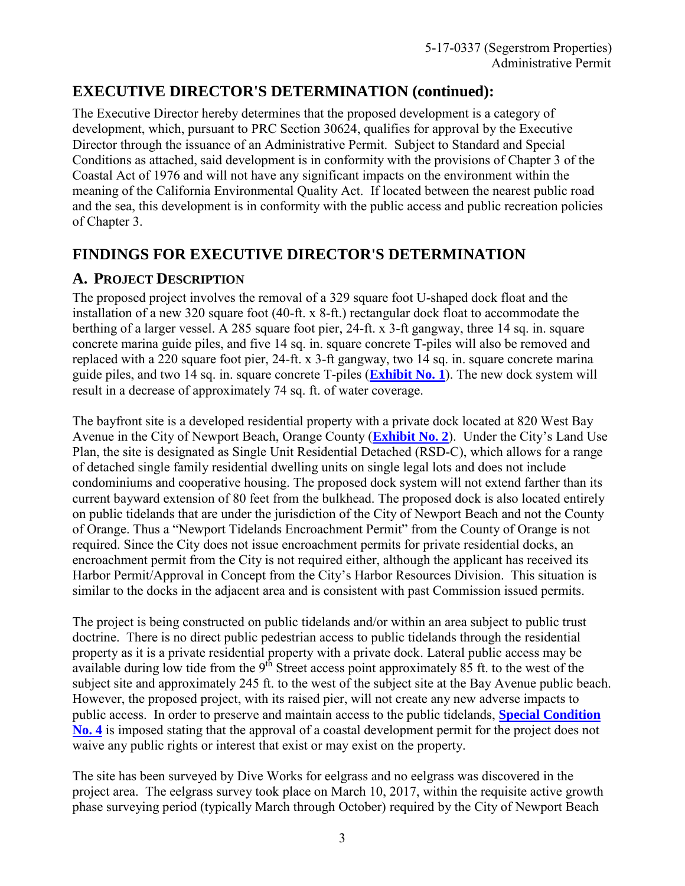## EXECUTIVE DIRECTOR'S DETERMINATION (continued):

The Executive Director hereby determines that the proposed development is a category of development, which, pursuant to PRC Section 30624, qualifies for approval by the Executive Director through the issuance of an Administrative Permit. Subject to Standard and Special Conditions as attached, said development is in conformity with the provisions of Chapter 3 of the Coastal Act of 1976 and will not have any significant impacts on the environment within the meaning of the California Environmental Quality Act. If located between the nearest public road and the sea, this development is in conformity with the public access and public recreation policies of Chapter 3.

## FINDINGS FOR EXECUTIVE DIRECTOR'S DETERMINATION

### A. PROJECT DESCRIPTION

The proposed project involves the removal of a 329 square foot U-shaped dock float and the installation of a new 320 square foot (40-ft. x 8-ft.) rectangular dock float to accommodate the berthing of a larger vessel. A 285 square foot pier, 24-ft. x 3-ft gangway, three 14 sq. in. square concrete marina guide piles, and five 14 sq. in. square concrete T-piles will also be removed and replaced with a 220 square foot pier, 24-ft. x 3-ft gangway, two 14 sq. in. square concrete marina guide piles, and two 14 sq. in. square concrete T-piles (**Exhibit No. 1**). The new dock system will result in a decrease of approximately 74 sq. ft. of water coverage.

The bayfront site is a developed residential property with a private dock located at 820 West Bay Avenue in the City of Newport Beach, Orange County (**Exhibit No. 2**). Under the City's Land Use Plan, the site is designated as Single Unit Residential Detached (RSD-C), which allows for a range of detached single family residential dwelling units on single legal lots and does not include condominiums and cooperative housing. The proposed dock system will not extend farther than its current bayward extension of 80 feet from the bulkhead. The proposed dock is also located entirely on public tidelands that are under the jurisdiction of the City of Newport Beach and not the County of Orange. Thus a "Newport Tidelands Encroachment Permit" from the County of Orange is not required. Since the City does not issue encroachment permits for private residential docks, an encroachment permit from the City is not required either, although the applicant has received its Harbor Permit/Approval in Concept from the City's Harbor Resources Division. This situation is similar to the docks in the adjacent area and is consistent with past Commission issued permits.

The project is being constructed on public tidelands and/or within an area subject to public trust doctrine. There is no direct public pedestrian access to public tidelands through the residential property as it is a private residential property with a private dock. Lateral public access may be available during low tide from the 9th Street access point approximately 85 ft. to the west of the subject site and approximately 245 ft. to the west of the subject site at the Bay Avenue public beach. However, the proposed project, with its raised pier, will not create any new adverse impacts to public access. In order to preserve and maintain access to the public tidelands, **Special Condition No. 4** is imposed stating that the approval of a coastal development permit for the project does not waive any public rights or interest that exist or may exist on the property.

The site has been surveyed by Dive Works for eelgrass and no eelgrass was discovered in the project area. The eelgrass survey took place on March 10, 2017, within the requisite active growth phase surveying period (typically March through October) required by the City of Newport Beach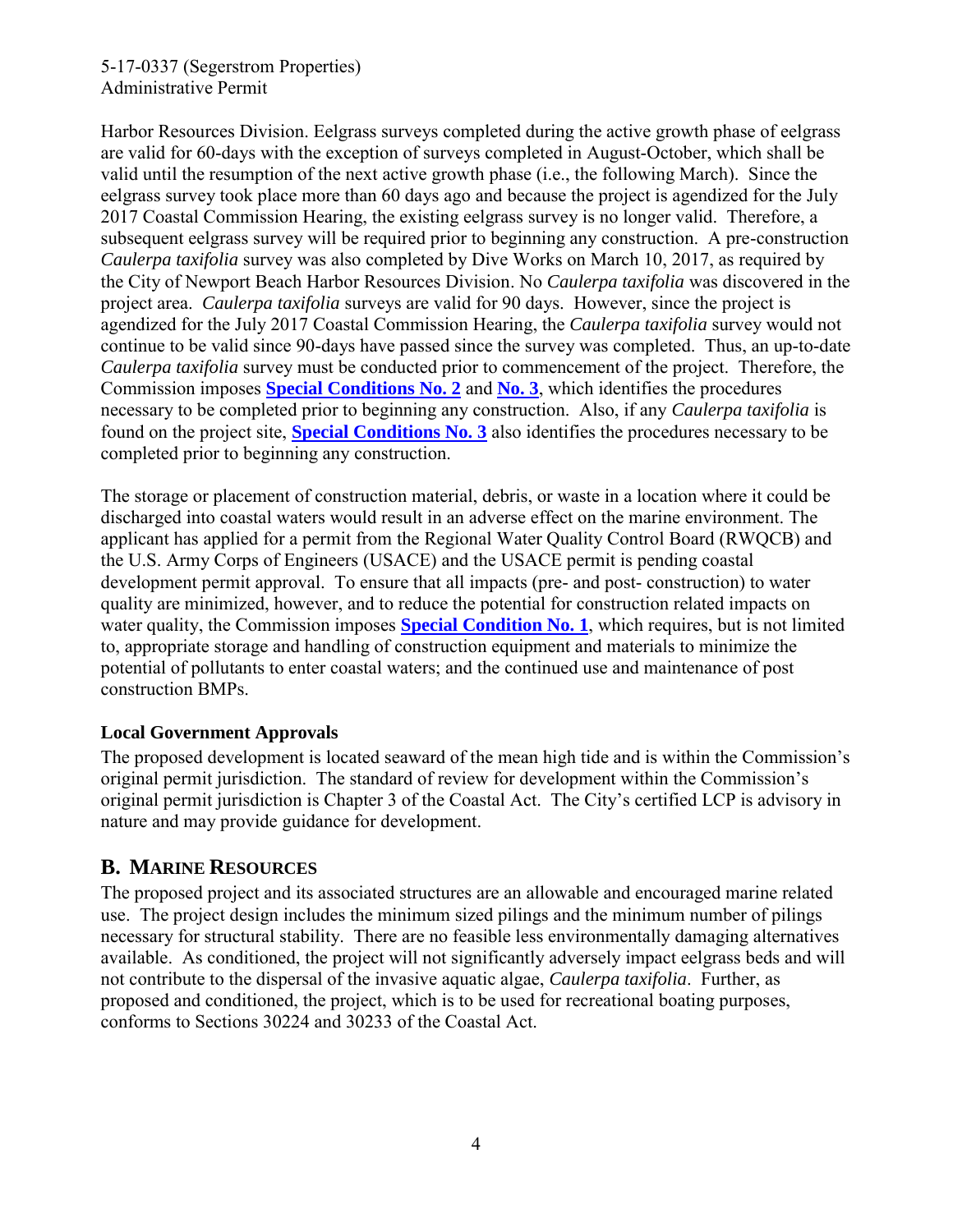Harbor Resources Division. Eelgrass surveys completed during the active growth phase of eelgrass are valid for 60-days with the exception of surveys completed in August-October, which shall be valid until the resumption of the next active growth phase (i.e., the following March). Since the eelgrass survey took place more than 60 days ago and because the project is agendized for the July 2017 Coastal Commission Hearing, the existing eelgrass survey is no longer valid. Therefore, a subsequent eelgrass survey will be required prior to beginning any construction. A pre-construction *Caulerpa taxifolia* survey was also completed by Dive Works on March 10, 2017, as required by the City of Newport Beach Harbor Resources Division. No *Caulerpa taxifolia* was discovered in the project area. *Caulerpa taxifolia* surveys are valid for 90 days. However, since the project is agendized for the July 2017 Coastal Commission Hearing, the *Caulerpa taxifolia* survey would not continue to be valid since 90-days have passed since the survey was completed. Thus, an up-to-date *Caulerpa taxifolia* survey must be conducted prior to commencement of the project. Therefore, the Commission imposes **Special Conditions No. 2** and **No. 3**, which identifies the procedures necessary to be completed prior to beginning any construction. Also, if any *Caulerpa taxifolia* is found on the project site, **Special Conditions No. 3** also identifies the procedures necessary to be completed prior to beginning any construction.

The storage or placement of construction material, debris, or waste in a location where it could be discharged into coastal waters would result in an adverse effect on the marine environment. The applicant has applied for a permit from the Regional Water Quality Control Board (RWQCB) and the U.S. Army Corps of Engineers (USACE) and the USACE permit is pending coastal development permit approval. To ensure that all impacts (pre- and post- construction) to water quality are minimized, however, and to reduce the potential for construction related impacts on water quality, the Commission imposes **Special Condition No. 1**, which requires, but is not limited to, appropriate storage and handling of construction equipment and materials to minimize the potential of pollutants to enter coastal waters; and the continued use and maintenance of post construction BMPs.

**Local Government Approvals**

The proposed development is located seaward of the mean high tide and is within the Commission's original permit jurisdiction. The standard of review for development within the Commission's original permit jurisdiction is Chapter 3 of the Coastal Act. The City's certified LCP is advisory in nature and may provide guidance for development.

## B. MARINE RESOURCES

The proposed project and its associated structures are an allowable and encouraged marine related use. The project design includes the minimum sized pilings and the minimum number of pilings necessary for structural stability. There are no feasible less environmentally damaging alternatives available. As conditioned, the project will not significantly adversely impact eelgrass beds and will not contribute to the dispersal of the invasive aquatic algae, *Caulerpa taxifolia*. Further, as proposed and conditioned, the project, which is to be used for recreational boating purposes, conforms to Sections 30224 and 30233 of the Coastal Act.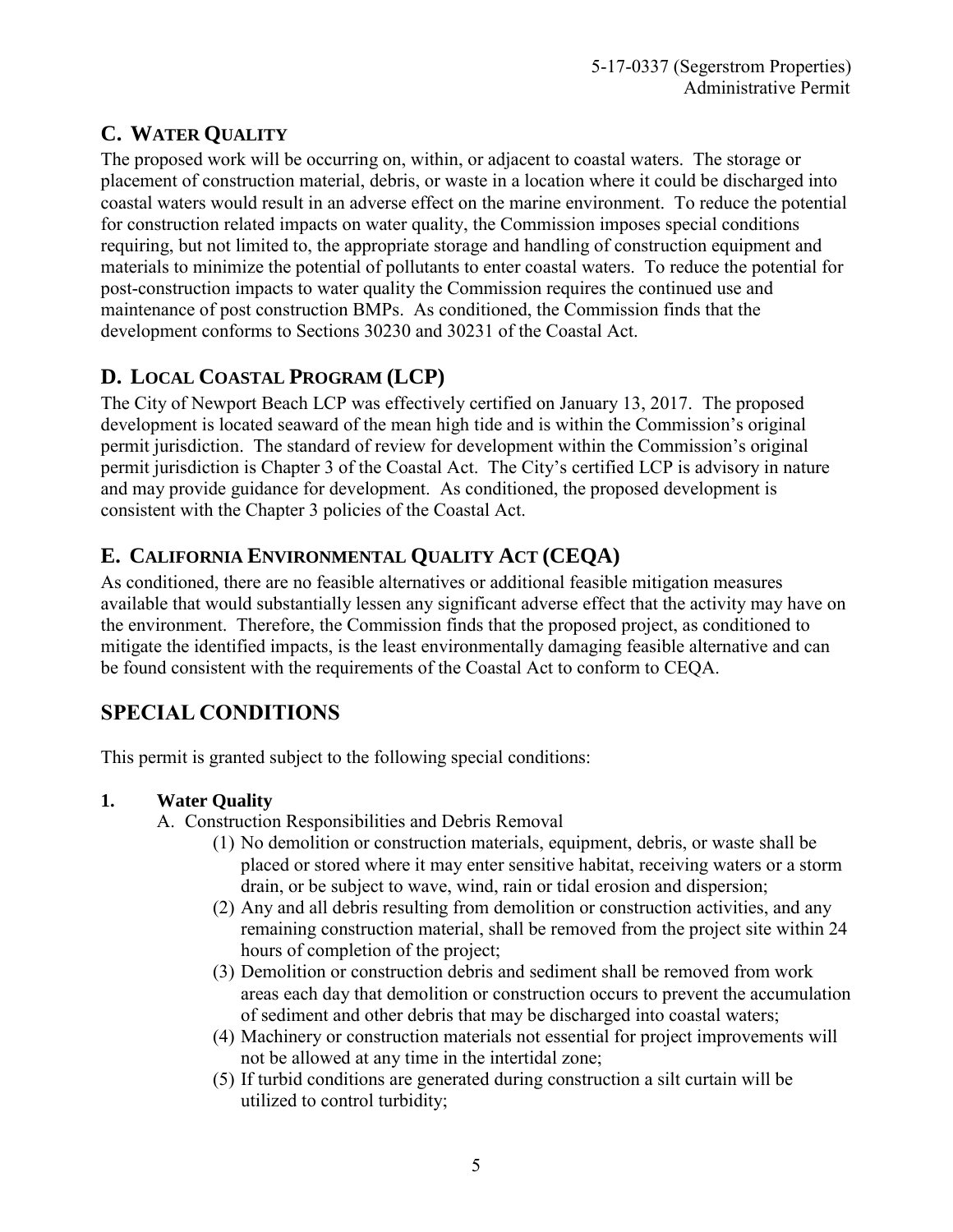## C. Water Quality

The proposed work will be occurring on, within, or adjacent to coastal waters. The storage or placement of construction material, debris, or waste in a location where it could be discharged into coastal waters would result in an adverse effect on the marine environment. To reduce the potential for construction related impacts on water quality, the Commission imposes special conditions requiring, but not limited to, the appropriate storage and handling of construction equipment and materials to minimize the potential of pollutants to enter coastal waters. To reduce the potential for post-construction impacts to water quality the Commission requires the continued use and maintenance of post construction BMPs. As conditioned, the Commission finds that the development conforms to Sections 30230 and 30231 of the Coastal Act.

## D. Local Coastal Program (LCP)

The City of Newport Beach LCP was effectively certified on January 13, 2017. The proposed development is located seaward of the mean high tide and is within the Commission's original permit jurisdiction. The standard of review for development within the Commission's original permit jurisdiction is Chapter 3 of the Coastal Act. The City's certified LCP is advisory in nature and may provide guidance for development. As conditioned, the proposed development is consistent with the Chapter 3 policies of the Coastal Act.

## E. California Environmental Quality Act (CEQA)

As conditioned, there are no feasible alternatives or additional feasible mitigation measures available that would substantially lessen any significant adverse effect that the activity may have on the environment. Therefore, the Commission finds that the proposed project, as conditioned to mitigate the identified impacts, is the least environmentally damaging feasible alternative and can be found consistent with the requirements of the Coastal Act to conform to CEQA.

# SPECIAL CONDITIONS

This permit is granted subject to the following special conditions:

**1. Water Quality**

A. Construction Responsibilities and Debris Removal

(1) No demolition or construction materials, equipment, debris, or waste shall be placed or stored where it may enter sensitive habitat, receiving waters or a storm drain, or be subject to wave, wind, rain or tidal erosion and dispersion;

(2) Any and all debris resulting from demolition or construction activities, and any remaining construction material, shall be removed from the project site within 24 hours of completion of the project;

(3) Demolition or construction debris and sediment shall be removed from work areas each day that demolition or construction occurs to prevent the accumulation of sediment and other debris that may be discharged into coastal waters;

(4) Machinery or construction materials not essential for project improvements will not be allowed at any time in the intertidal zone;

(5) If turbid conditions are generated during construction a silt curtain will be utilized to control turbidity;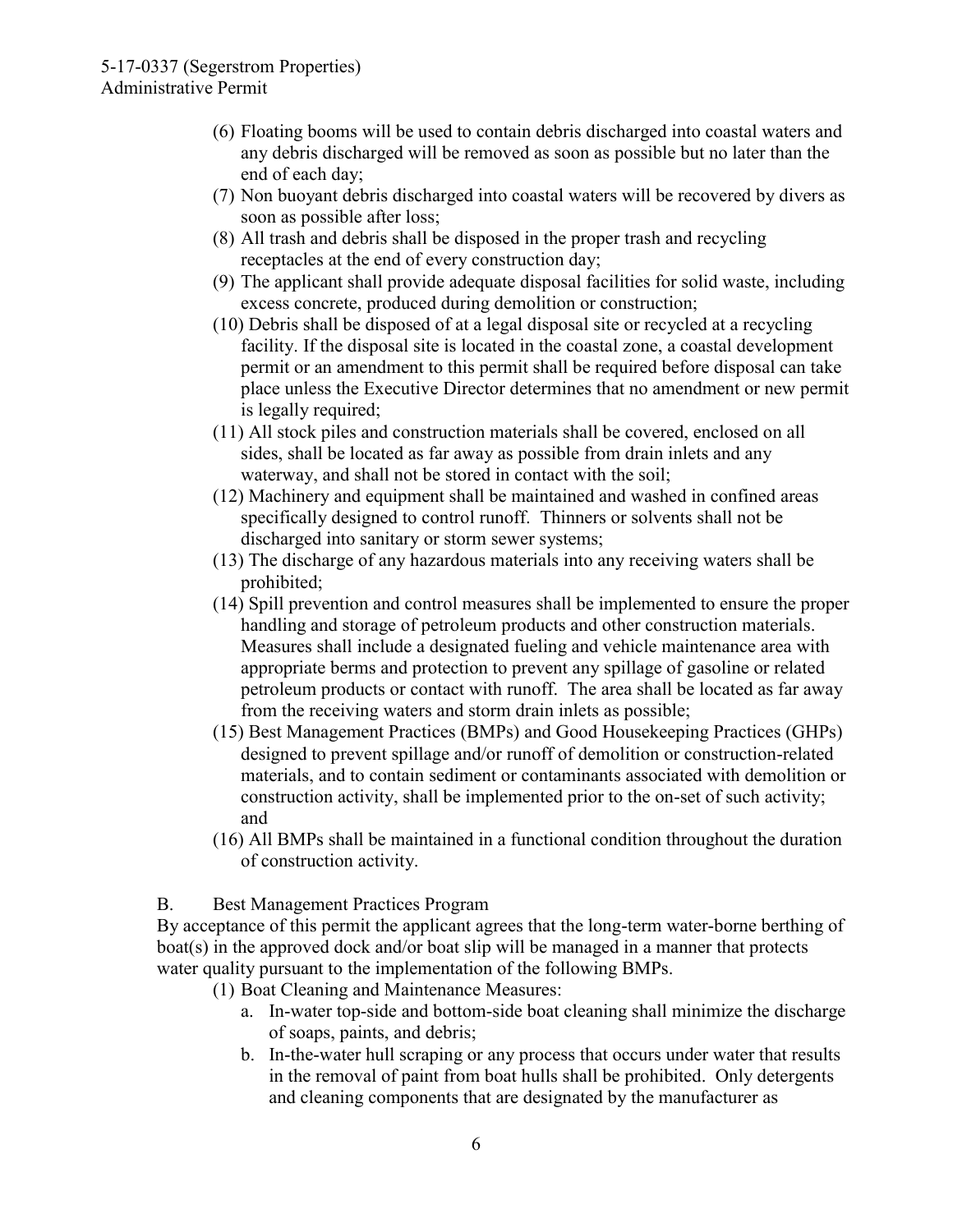(6) Floating booms will be used to contain debris discharged into coastal waters and any debris discharged will be removed as soon as possible but no later than the end of each day;

(7) Non buoyant debris discharged into coastal waters will be recovered by divers as soon as possible after loss;

(8) All trash and debris shall be disposed in the proper trash and recycling receptacles at the end of every construction day;

(9) The applicant shall provide adequate disposal facilities for solid waste, including excess concrete, produced during demolition or construction;

(10) Debris shall be disposed of at a legal disposal site or recycled at a recycling facility. If the disposal site is located in the coastal zone, a coastal development permit or an amendment to this permit shall be required before disposal can take place unless the Executive Director determines that no amendment or new permit is legally required;

(11) All stock piles and construction materials shall be covered, enclosed on all sides, shall be located as far away as possible from drain inlets and any waterway, and shall not be stored in contact with the soil;

(12) Machinery and equipment shall be maintained and washed in confined areas specifically designed to control runoff. Thinners or solvents shall not be discharged into sanitary or storm sewer systems;

(13) The discharge of any hazardous materials into any receiving waters shall be prohibited;

(14) Spill prevention and control measures shall be implemented to ensure the proper handling and storage of petroleum products and other construction materials. Measures shall include a designated fueling and vehicle maintenance area with appropriate berms and protection to prevent any spillage of gasoline or related petroleum products or contact with runoff. The area shall be located as far away from the receiving waters and storm drain inlets as possible;

(15) Best Management Practices (BMPs) and Good Housekeeping Practices (GHPs) designed to prevent spillage and/or runoff of demolition or construction-related materials, and to contain sediment or contaminants associated with demolition or construction activity, shall be implemented prior to the on-set of such activity; and

(16) All BMPs shall be maintained in a functional condition throughout the duration of construction activity.

B. Best Management Practices Program

By acceptance of this permit the applicant agrees that the long-term water-borne berthing of boat(s) in the approved dock and/or boat slip will be managed in a manner that protects water quality pursuant to the implementation of the following BMPs.

(1) Boat Cleaning and Maintenance Measures:

a. In-water top-side and bottom-side boat cleaning shall minimize the discharge of soaps, paints, and debris;

b. In-the-water hull scraping or any process that occurs under water that results in the removal of paint from boat hulls shall be prohibited. Only detergents and cleaning components that are designated by the manufacturer as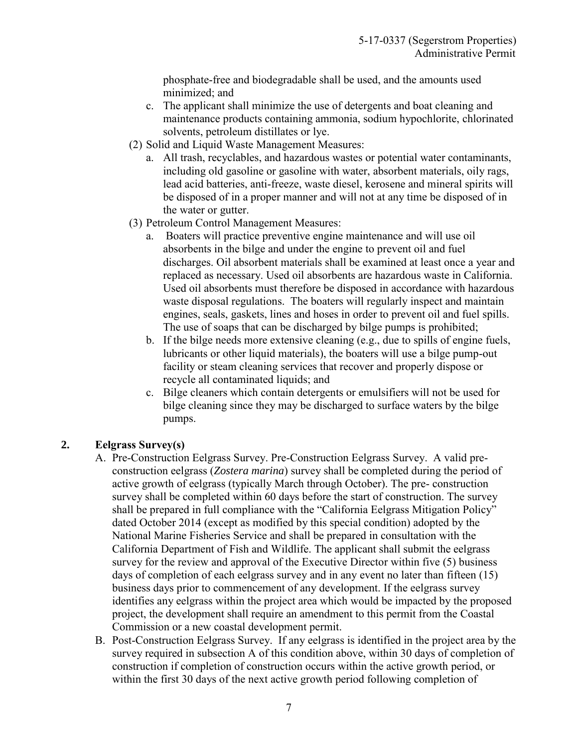phosphate-free and biodegradable shall be used, and the amounts used minimized; and

c. The applicant shall minimize the use of detergents and boat cleaning and maintenance products containing ammonia, sodium hypochlorite, chlorinated solvents, petroleum distillates or lye.

(2) Solid and Liquid Waste Management Measures:

a. All trash, recyclables, and hazardous wastes or potential water contaminants, including old gasoline or gasoline with water, absorbent materials, oily rags, lead acid batteries, anti-freeze, waste diesel, kerosene and mineral spirits will be disposed of in a proper manner and will not at any time be disposed of in the water or gutter.

(3) Petroleum Control Management Measures:

a. Boaters will practice preventive engine maintenance and will use oil absorbents in the bilge and under the engine to prevent oil and fuel discharges. Oil absorbent materials shall be examined at least once a year and replaced as necessary. Used oil absorbents are hazardous waste in California. Used oil absorbents must therefore be disposed in accordance with hazardous waste disposal regulations. The boaters will regularly inspect and maintain engines, seals, gaskets, lines and hoses in order to prevent oil and fuel spills. The use of soaps that can be discharged by bilge pumps is prohibited;

b. If the bilge needs more extensive cleaning (e.g., due to spills of engine fuels, lubricants or other liquid materials), the boaters will use a bilge pump-out facility or steam cleaning services that recover and properly dispose or recycle all contaminated liquids; and

c. Bilge cleaners which contain detergents or emulsifiers will not be used for bilge cleaning since they may be discharged to surface waters by the bilge pumps.

**2. Eelgrass Survey(s)**

A. Pre-Construction Eelgrass Survey. Pre-Construction Eelgrass Survey. A valid pre-construction eelgrass (*Zostera marina*) survey shall be completed during the period of active growth of eelgrass (typically March through October). The pre- construction survey shall be completed within 60 days before the start of construction. The survey shall be prepared in full compliance with the "California Eelgrass Mitigation Policy" dated October 2014 (except as modified by this special condition) adopted by the National Marine Fisheries Service and shall be prepared in consultation with the California Department of Fish and Wildlife. The applicant shall submit the eelgrass survey for the review and approval of the Executive Director within five (5) business days of completion of each eelgrass survey and in any event no later than fifteen (15) business days prior to commencement of any development. If the eelgrass survey identifies any eelgrass within the project area which would be impacted by the proposed project, the development shall require an amendment to this permit from the Coastal Commission or a new coastal development permit.

B. Post-Construction Eelgrass Survey. If any eelgrass is identified in the project area by the survey required in subsection A of this condition above, within 30 days of completion of construction if completion of construction occurs within the active growth period, or within the first 30 days of the next active growth period following completion of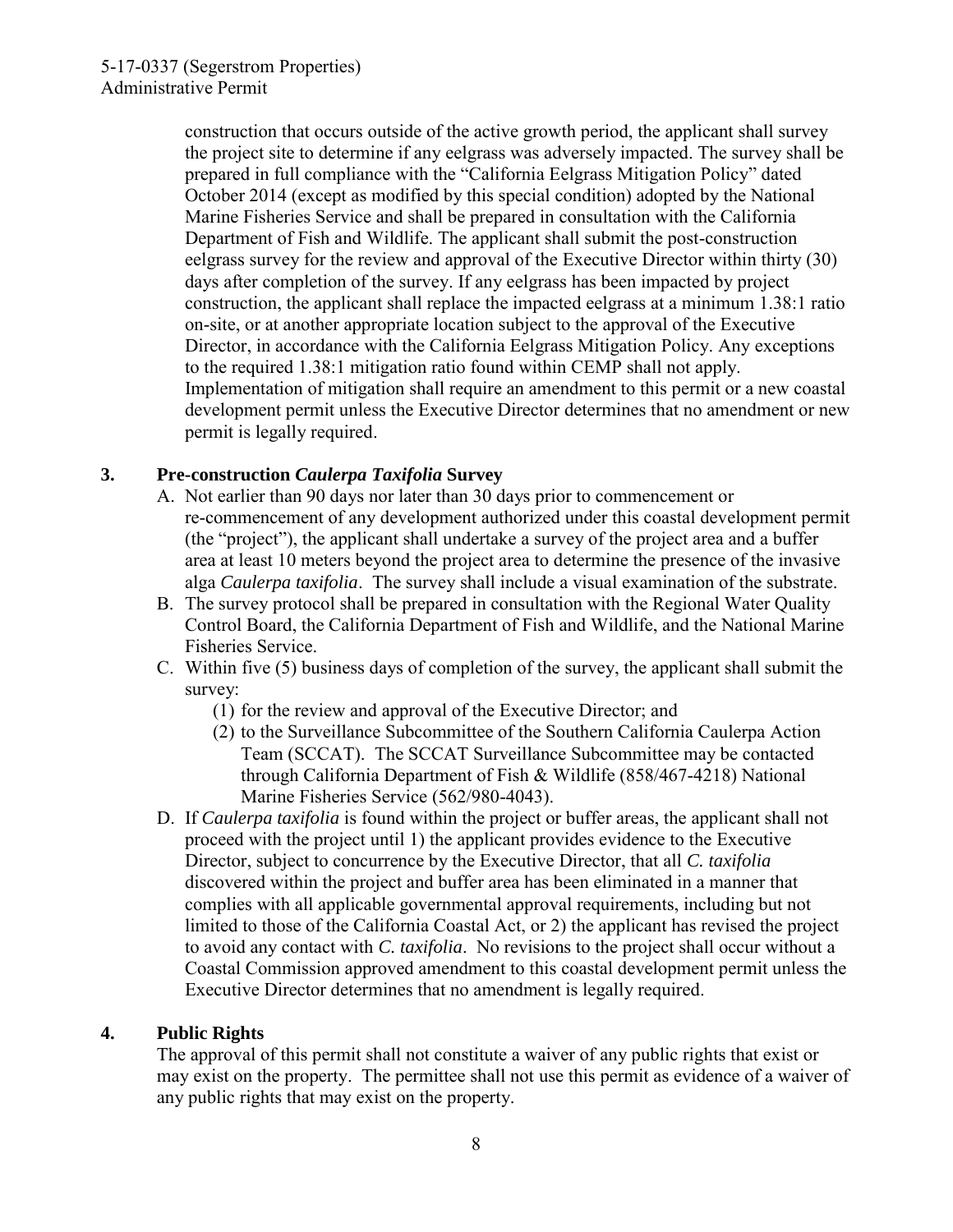construction that occurs outside of the active growth period, the applicant shall survey the project site to determine if any eelgrass was adversely impacted. The survey shall be prepared in full compliance with the "California Eelgrass Mitigation Policy" dated October 2014 (except as modified by this special condition) adopted by the National Marine Fisheries Service and shall be prepared in consultation with the California Department of Fish and Wildlife. The applicant shall submit the post-construction eelgrass survey for the review and approval of the Executive Director within thirty (30) days after completion of the survey. If any eelgrass has been impacted by project construction, the applicant shall replace the impacted eelgrass at a minimum 1.38:1 ratio on-site, or at another appropriate location subject to the approval of the Executive Director, in accordance with the California Eelgrass Mitigation Policy. Any exceptions to the required 1.38:1 mitigation ratio found within CEMP shall not apply. Implementation of mitigation shall require an amendment to this permit or a new coastal development permit unless the Executive Director determines that no amendment or new permit is legally required.

**3. Pre-construction *Caulerpa Taxifolia* Survey**

A. Not earlier than 90 days nor later than 30 days prior to commencement or re-commencement of any development authorized under this coastal development permit (the "project"), the applicant shall undertake a survey of the project area and a buffer area at least 10 meters beyond the project area to determine the presence of the invasive alga *Caulerpa taxifolia*. The survey shall include a visual examination of the substrate.

B. The survey protocol shall be prepared in consultation with the Regional Water Quality Control Board, the California Department of Fish and Wildlife, and the National Marine Fisheries Service.

C. Within five (5) business days of completion of the survey, the applicant shall submit the survey:
   (1) for the review and approval of the Executive Director; and
   (2) to the Surveillance Subcommittee of the Southern California Caulerpa Action Team (SCCAT). The SCCAT Surveillance Subcommittee may be contacted through California Department of Fish & Wildlife (858/467-4218) National Marine Fisheries Service (562/980-4043).

D. If *Caulerpa taxifolia* is found within the project or buffer areas, the applicant shall not proceed with the project until 1) the applicant provides evidence to the Executive Director, subject to concurrence by the Executive Director, that all *C. taxifolia* discovered within the project and buffer area has been eliminated in a manner that complies with all applicable governmental approval requirements, including but not limited to those of the California Coastal Act, or 2) the applicant has revised the project to avoid any contact with *C. taxifolia*. No revisions to the project shall occur without a Coastal Commission approved amendment to this coastal development permit unless the Executive Director determines that no amendment is legally required.

**4. Public Rights**

The approval of this permit shall not constitute a waiver of any public rights that exist or may exist on the property. The permittee shall not use this permit as evidence of a waiver of any public rights that may exist on the property.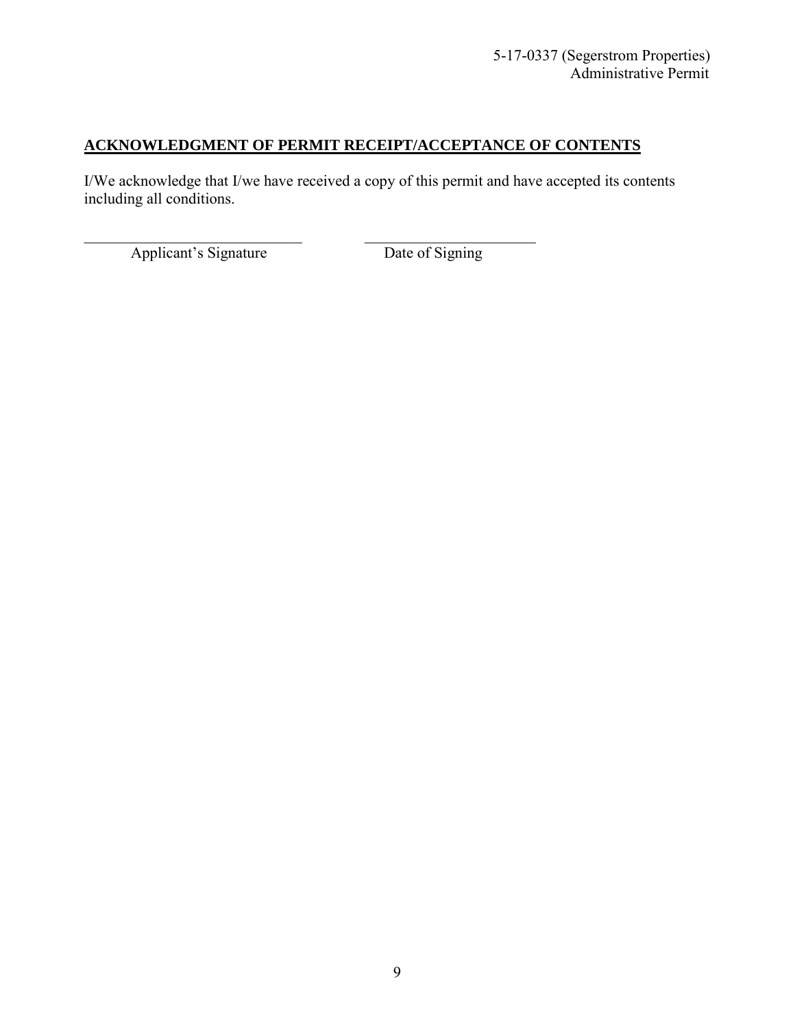**ACKNOWLEDGMENT OF PERMIT RECEIPT/ACCEPTANCE OF CONTENTS**

I/We acknowledge that I/we have received a copy of this permit and have accepted its contents including all conditions.

\_\_\_\_\_\_\_\_\_\_\_\_\_\_\_\_\_\_\_\_\_\_\_\_\_\_\_\_\_\_ \_\_\_\_\_\_\_\_\_\_\_\_\_\_\_\_\_\_\_\_\_\_\_\_

Applicant's Signature Date of Signing